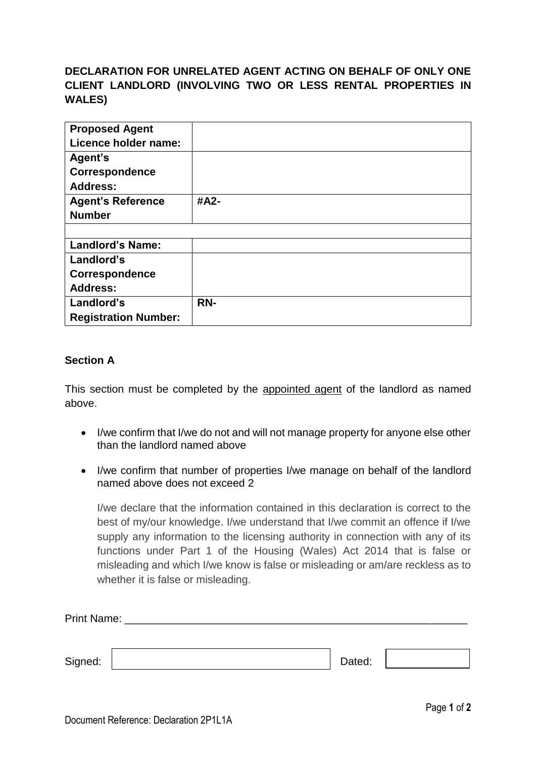# DECLARATION FOR UNRELATED AGENT ACTING ON BEHALF OF ONLY ONE CLIENT LANDLORD (INVOLVING TWO OR LESS RENTAL PROPERTIES IN WALES)

| | |
|---|---|
| **Proposed Agent Licence holder name:** | |
| **Agent's Correspondence Address:** | |
| **Agent's Reference Number** | **#A2-** |
| | |
| **Landlord's Name:** | |
| **Landlord's Correspondence Address:** | |
| **Landlord's Registration Number:** | **RN-** |

**Section A**

This section must be completed by the <u>appointed agent</u> of the landlord as named above.

- I/we confirm that I/we do not and will not manage property for anyone else other than the landlord named above
- I/we confirm that number of properties I/we manage on behalf of the landlord named above does not exceed 2

I/we declare that the information contained in this declaration is correct to the best of my/our knowledge. I/we understand that I/we commit an offence if I/we supply any information to the licensing authority in connection with any of its functions under Part 1 of the Housing (Wales) Act 2014 that is false or misleading and which I/we know is false or misleading or am/are reckless as to whether it is false or misleading.

Print Name: ___________________________________________________________

Signed: ______________________ Dated: ____________

Document Reference: Declaration 2P1L1A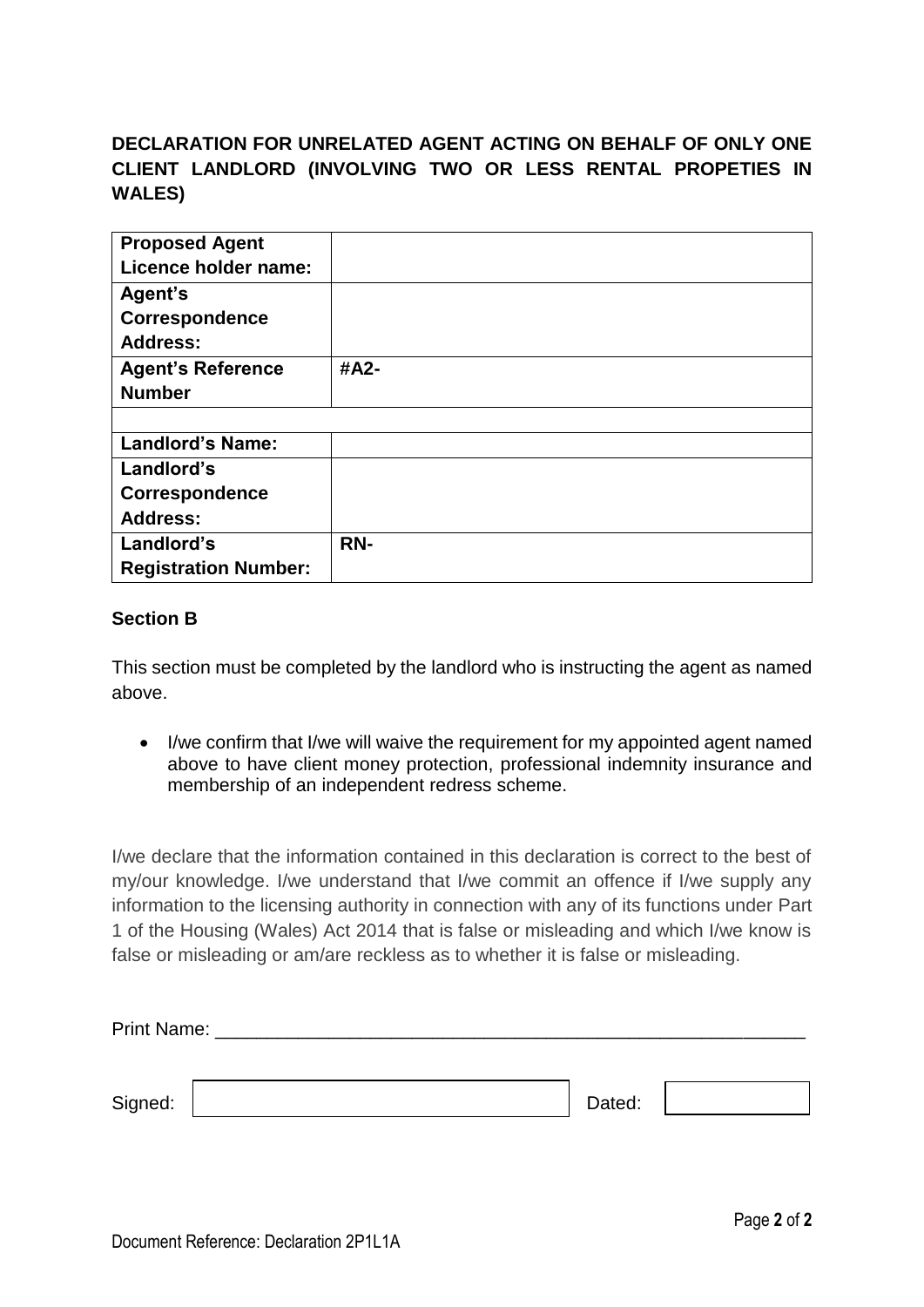**DECLARATION FOR UNRELATED AGENT ACTING ON BEHALF OF ONLY ONE CLIENT LANDLORD (INVOLVING TWO OR LESS RENTAL PROPETIES IN WALES)**

| | |
|---|---|
| **Proposed Agent Licence holder name:** | |
| **Agent's Correspondence Address:** | |
| **Agent's Reference Number** | **#A2-** |
| | |
| **Landlord's Name:** | |
| **Landlord's Correspondence Address:** | |
| **Landlord's Registration Number:** | **RN-** |

**Section B**

This section must be completed by the landlord who is instructing the agent as named above.

- I/we confirm that I/we will waive the requirement for my appointed agent named above to have client money protection, professional indemnity insurance and membership of an independent redress scheme.

I/we declare that the information contained in this declaration is correct to the best of my/our knowledge. I/we understand that I/we commit an offence if I/we supply any information to the licensing authority in connection with any of its functions under Part 1 of the Housing (Wales) Act 2014 that is false or misleading and which I/we know is false or misleading or am/are reckless as to whether it is false or misleading.

Print Name: ___________________________________________________________

Signed: [ ] Dated: [ ]

Document Reference: Declaration 2P1L1A